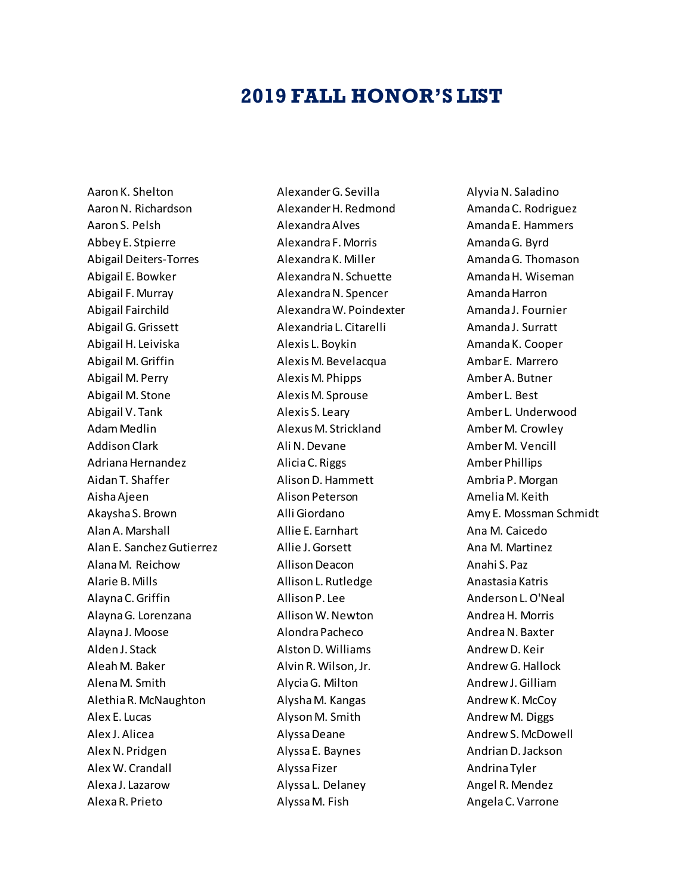# 2019 FALL HONOR'S LIST

Aaron K. Shelton
Aaron N. Richardson
Aaron S. Pelsh
Abbey E. Stpierre
Abigail Deiters-Torres
Abigail E. Bowker
Abigail F. Murray
Abigail Fairchild
Abigail G. Grissett
Abigail H. Leiviska
Abigail M. Griffin
Abigail M. Perry
Abigail M. Stone
Abigail V. Tank
Adam Medlin
Addison Clark
Adriana Hernandez
Aidan T. Shaffer
Aisha Ajeen
Akaysha S. Brown
Alan A. Marshall
Alan E. Sanchez Gutierrez
Alana M. Reichow
Alarie B. Mills
Alayna C. Griffin
Alayna G. Lorenzana
Alayna J. Moose
Alden J. Stack
Aleah M. Baker
Alena M. Smith
Alethia R. McNaughton
Alex E. Lucas
Alex J. Alicea
Alex N. Pridgen
Alex W. Crandall
Alexa J. Lazarow
Alexa R. Prieto
Alexander G. Sevilla
Alexander H. Redmond
Alexandra Alves
Alexandra F. Morris
Alexandra K. Miller
Alexandra N. Schuette
Alexandra N. Spencer
Alexandra W. Poindexter
Alexandria L. Citarelli
Alexis L. Boykin
Alexis M. Bevelacqua
Alexis M. Phipps
Alexis M. Sprouse
Alexis S. Leary
Alexus M. Strickland
Ali N. Devane
Alicia C. Riggs
Alison D. Hammett
Alison Peterson
Alli Giordano
Allie E. Earnhart
Allie J. Gorsett
Allison Deacon
Allison L. Rutledge
Allison P. Lee
Allison W. Newton
Alondra Pacheco
Alston D. Williams
Alvin R. Wilson, Jr.
Alycia G. Milton
Alysha M. Kangas
Alyson M. Smith
Alyssa Deane
Alyssa E. Baynes
Alyssa Fizer
Alyssa L. Delaney
Alyssa M. Fish
Alyvia N. Saladino
Amanda C. Rodriguez
Amanda E. Hammers
Amanda G. Byrd
Amanda G. Thomason
Amanda H. Wiseman
Amanda Harron
Amanda J. Fournier
Amanda J. Surratt
Amanda K. Cooper
Ambar E. Marrero
Amber A. Butner
Amber L. Best
Amber L. Underwood
Amber M. Crowley
Amber M. Vencill
Amber Phillips
Ambria P. Morgan
Amelia M. Keith
Amy E. Mossman Schmidt
Ana M. Caicedo
Ana M. Martinez
Anahi S. Paz
Anastasia Katris
Anderson L. O'Neal
Andrea H. Morris
Andrea N. Baxter
Andrew D. Keir
Andrew G. Hallock
Andrew J. Gilliam
Andrew K. McCoy
Andrew M. Diggs
Andrew S. McDowell
Andrian D. Jackson
Andrina Tyler
Angel R. Mendez
Angela C. Varrone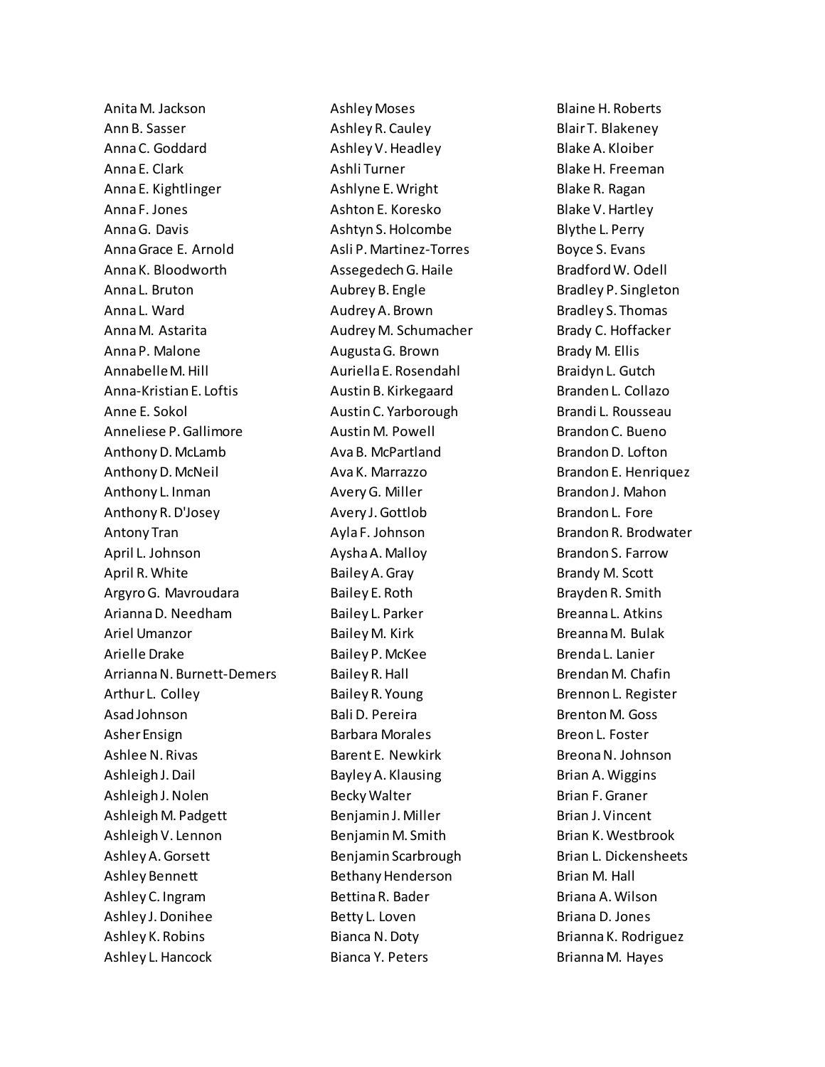Anita M. Jackson
Ann B. Sasser
Anna C. Goddard
Anna E. Clark
Anna E. Kightlinger
Anna F. Jones
Anna G. Davis
Anna Grace E. Arnold
Anna K. Bloodworth
Anna L. Bruton
Anna L. Ward
Anna M. Astarita
Anna P. Malone
Annabelle M. Hill
Anna-Kristian E. Loftis
Anne E. Sokol
Anneliese P. Gallimore
Anthony D. McLamb
Anthony D. McNeil
Anthony L. Inman
Anthony R. D'Josey
Antony Tran
April L. Johnson
April R. White
Argyro G. Mavroudara
Arianna D. Needham
Ariel Umanzor
Arielle Drake
Arrianna N. Burnett-Demers
Arthur L. Colley
Asad Johnson
Asher Ensign
Ashlee N. Rivas
Ashleigh J. Dail
Ashleigh J. Nolen
Ashleigh M. Padgett
Ashleigh V. Lennon
Ashley A. Gorsett
Ashley Bennett
Ashley C. Ingram
Ashley J. Donihee
Ashley K. Robins
Ashley L. Hancock
Ashley Moses
Ashley R. Cauley
Ashley V. Headley
Ashli Turner
Ashlyne E. Wright
Ashton E. Koresko
Ashtyn S. Holcombe
Asli P. Martinez-Torres
Assegedech G. Haile
Aubrey B. Engle
Audrey A. Brown
Audrey M. Schumacher
Augusta G. Brown
Auriella E. Rosendahl
Austin B. Kirkegaard
Austin C. Yarborough
Austin M. Powell
Ava B. McPartland
Ava K. Marrazzo
Avery G. Miller
Avery J. Gottlob
Ayla F. Johnson
Aysha A. Malloy
Bailey A. Gray
Bailey E. Roth
Bailey L. Parker
Bailey M. Kirk
Bailey P. McKee
Bailey R. Hall
Bailey R. Young
Bali D. Pereira
Barbara Morales
Barent E. Newkirk
Bayley A. Klausing
Becky Walter
Benjamin J. Miller
Benjamin M. Smith
Benjamin Scarbrough
Bethany Henderson
Bettina R. Bader
Betty L. Loven
Bianca N. Doty
Bianca Y. Peters
Blaine H. Roberts
Blair T. Blakeney
Blake A. Kloiber
Blake H. Freeman
Blake R. Ragan
Blake V. Hartley
Blythe L. Perry
Boyce S. Evans
Bradford W. Odell
Bradley P. Singleton
Bradley S. Thomas
Brady C. Hoffacker
Brady M. Ellis
Braidyn L. Gutch
Branden L. Collazo
Brandi L. Rousseau
Brandon C. Bueno
Brandon D. Lofton
Brandon E. Henriquez
Brandon J. Mahon
Brandon L. Fore
Brandon R. Brodwater
Brandon S. Farrow
Brandy M. Scott
Brayden R. Smith
Breanna L. Atkins
Breanna M. Bulak
Brenda L. Lanier
Brendan M. Chafin
Brennon L. Register
Brenton M. Goss
Breon L. Foster
Breona N. Johnson
Brian A. Wiggins
Brian F. Graner
Brian J. Vincent
Brian K. Westbrook
Brian L. Dickensheets
Brian M. Hall
Briana A. Wilson
Briana D. Jones
Brianna K. Rodriguez
Brianna M. Hayes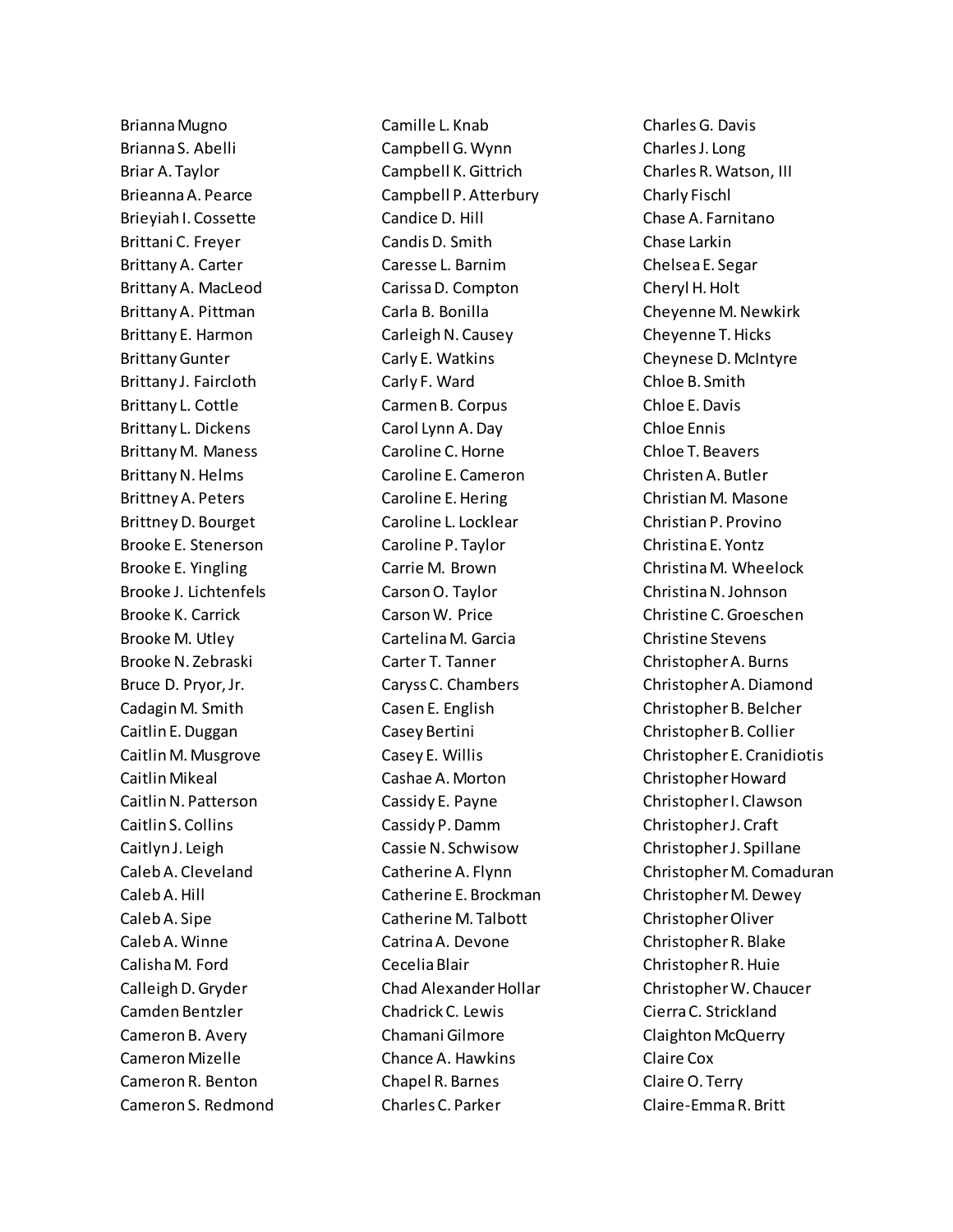Brianna Mugno
Brianna S. Abelli
Briar A. Taylor
Brieanna A. Pearce
Brieyiah I. Cossette
Brittani C. Freyer
Brittany A. Carter
Brittany A. MacLeod
Brittany A. Pittman
Brittany E. Harmon
Brittany Gunter
Brittany J. Faircloth
Brittany L. Cottle
Brittany L. Dickens
Brittany M. Maness
Brittany N. Helms
Brittney A. Peters
Brittney D. Bourget
Brooke E. Stenerson
Brooke E. Yingling
Brooke J. Lichtenfels
Brooke K. Carrick
Brooke M. Utley
Brooke N. Zebraski
Bruce D. Pryor, Jr.
Cadagin M. Smith
Caitlin E. Duggan
Caitlin M. Musgrove
Caitlin Mikeal
Caitlin N. Patterson
Caitlin S. Collins
Caitlyn J. Leigh
Caleb A. Cleveland
Caleb A. Hill
Caleb A. Sipe
Caleb A. Winne
Calisha M. Ford
Calleigh D. Gryder
Camden Bentzler
Cameron B. Avery
Cameron Mizelle
Cameron R. Benton
Cameron S. Redmond
Camille L. Knab
Campbell G. Wynn
Campbell K. Gittrich
Campbell P. Atterbury
Candice D. Hill
Candis D. Smith
Caresse L. Barnim
Carissa D. Compton
Carla B. Bonilla
Carleigh N. Causey
Carly E. Watkins
Carly F. Ward
Carmen B. Corpus
Carol Lynn A. Day
Caroline C. Horne
Caroline E. Cameron
Caroline E. Hering
Caroline L. Locklear
Caroline P. Taylor
Carrie M. Brown
Carson O. Taylor
Carson W. Price
Cartelina M. Garcia
Carter T. Tanner
Caryss C. Chambers
Casen E. English
Casey Bertini
Casey E. Willis
Cashae A. Morton
Cassidy E. Payne
Cassidy P. Damm
Cassie N. Schwisow
Catherine A. Flynn
Catherine E. Brockman
Catherine M. Talbott
Catrina A. Devone
Cecelia Blair
Chad Alexander Hollar
Chadrick C. Lewis
Chamani Gilmore
Chance A. Hawkins
Chapel R. Barnes
Charles C. Parker
Charles G. Davis
Charles J. Long
Charles R. Watson, III
Charly Fischl
Chase A. Farnitano
Chase Larkin
Chelsea E. Segar
Cheryl H. Holt
Cheyenne M. Newkirk
Cheyenne T. Hicks
Cheynese D. McIntyre
Chloe B. Smith
Chloe E. Davis
Chloe Ennis
Chloe T. Beavers
Christen A. Butler
Christian M. Masone
Christian P. Provino
Christina E. Yontz
Christina M. Wheelock
Christina N. Johnson
Christine C. Groeschen
Christine Stevens
Christopher A. Burns
Christopher A. Diamond
Christopher B. Belcher
Christopher B. Collier
Christopher E. Cranidiotis
Christopher Howard
Christopher I. Clawson
Christopher J. Craft
Christopher J. Spillane
Christopher M. Comaduran
Christopher M. Dewey
Christopher Oliver
Christopher R. Blake
Christopher R. Huie
Christopher W. Chaucer
Cierra C. Strickland
Claighton McQuerry
Claire Cox
Claire O. Terry
Claire-Emma R. Britt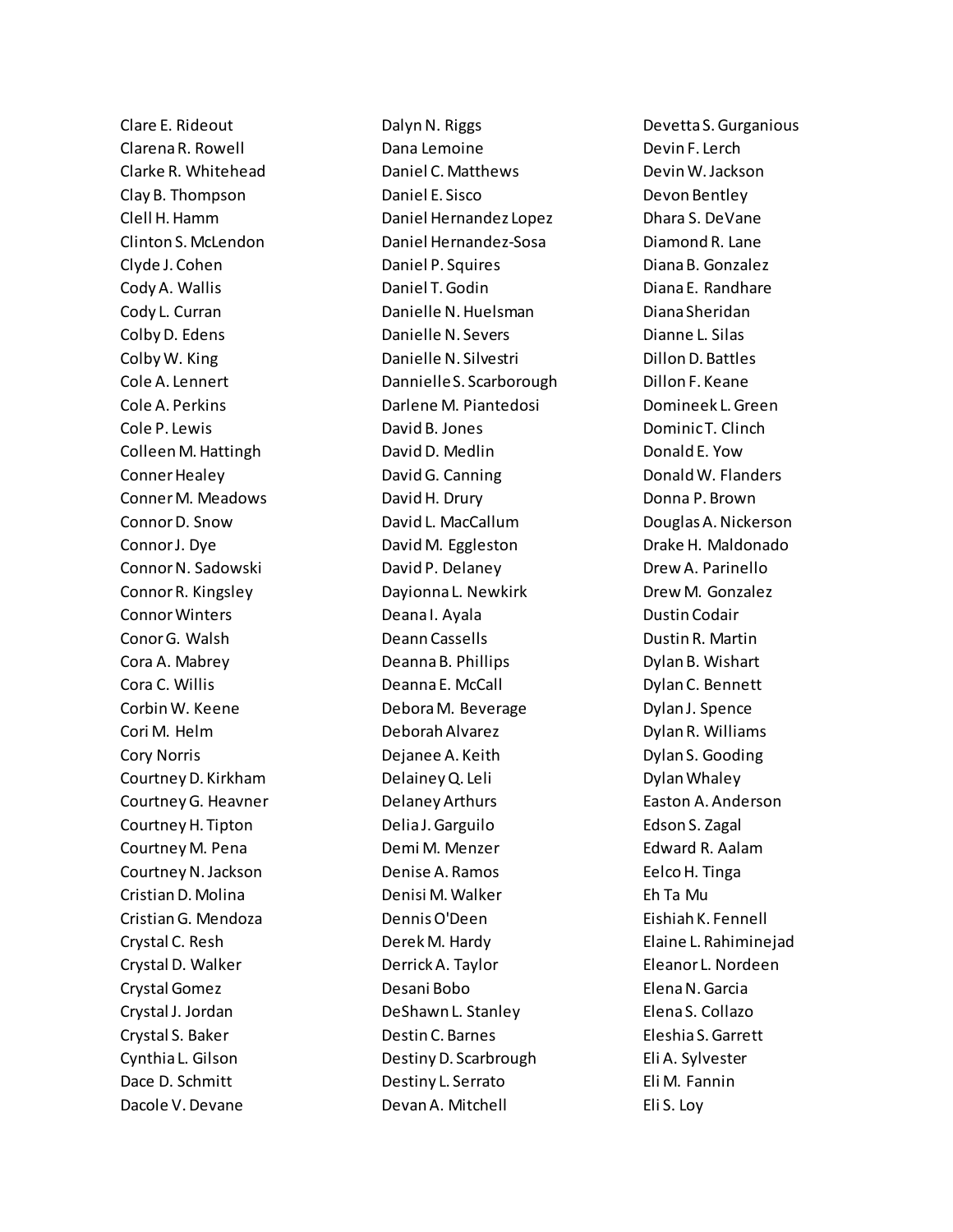Clare E. Rideout
Clarena R. Rowell
Clarke R. Whitehead
Clay B. Thompson
Clell H. Hamm
Clinton S. McLendon
Clyde J. Cohen
Cody A. Wallis
Cody L. Curran
Colby D. Edens
Colby W. King
Cole A. Lennert
Cole A. Perkins
Cole P. Lewis
Colleen M. Hattingh
Conner Healey
Conner M. Meadows
Connor D. Snow
Connor J. Dye
Connor N. Sadowski
Connor R. Kingsley
Connor Winters
Conor G. Walsh
Cora A. Mabrey
Cora C. Willis
Corbin W. Keene
Cori M. Helm
Cory Norris
Courtney D. Kirkham
Courtney G. Heavner
Courtney H. Tipton
Courtney M. Pena
Courtney N. Jackson
Cristian D. Molina
Cristian G. Mendoza
Crystal C. Resh
Crystal D. Walker
Crystal Gomez
Crystal J. Jordan
Crystal S. Baker
Cynthia L. Gilson
Dace D. Schmitt
Dacole V. Devane
Dalyn N. Riggs
Dana Lemoine
Daniel C. Matthews
Daniel E. Sisco
Daniel Hernandez Lopez
Daniel Hernandez-Sosa
Daniel P. Squires
Daniel T. Godin
Danielle N. Huelsman
Danielle N. Severs
Danielle N. Silvestri
Dannielle S. Scarborough
Darlene M. Piantedosi
David B. Jones
David D. Medlin
David G. Canning
David H. Drury
David L. MacCallum
David M. Eggleston
David P. Delaney
Dayionna L. Newkirk
Deana I. Ayala
Deann Cassells
Deanna B. Phillips
Deanna E. McCall
Debora M. Beverage
Deborah Alvarez
Dejanee A. Keith
Delainey Q. Leli
Delaney Arthurs
Delia J. Garguilo
Demi M. Menzer
Denise A. Ramos
Denisi M. Walker
Dennis O'Deen
Derek M. Hardy
Derrick A. Taylor
Desani Bobo
DeShawn L. Stanley
Destin C. Barnes
Destiny D. Scarbrough
Destiny L. Serrato
Devan A. Mitchell
Devetta S. Gurganious
Devin F. Lerch
Devin W. Jackson
Devon Bentley
Dhara S. DeVane
Diamond R. Lane
Diana B. Gonzalez
Diana E. Randhare
Diana Sheridan
Dianne L. Silas
Dillon D. Battles
Dillon F. Keane
Domineek L. Green
Dominic T. Clinch
Donald E. Yow
Donald W. Flanders
Donna P. Brown
Douglas A. Nickerson
Drake H. Maldonado
Drew A. Parinello
Drew M. Gonzalez
Dustin Codair
Dustin R. Martin
Dylan B. Wishart
Dylan C. Bennett
Dylan J. Spence
Dylan R. Williams
Dylan S. Gooding
Dylan Whaley
Easton A. Anderson
Edson S. Zagal
Edward R. Aalam
Eelco H. Tinga
Eh Ta Mu
Eishiah K. Fennell
Elaine L. Rahiminejad
Eleanor L. Nordeen
Elena N. Garcia
Elena S. Collazo
Eleshia S. Garrett
Eli A. Sylvester
Eli M. Fannin
Eli S. Loy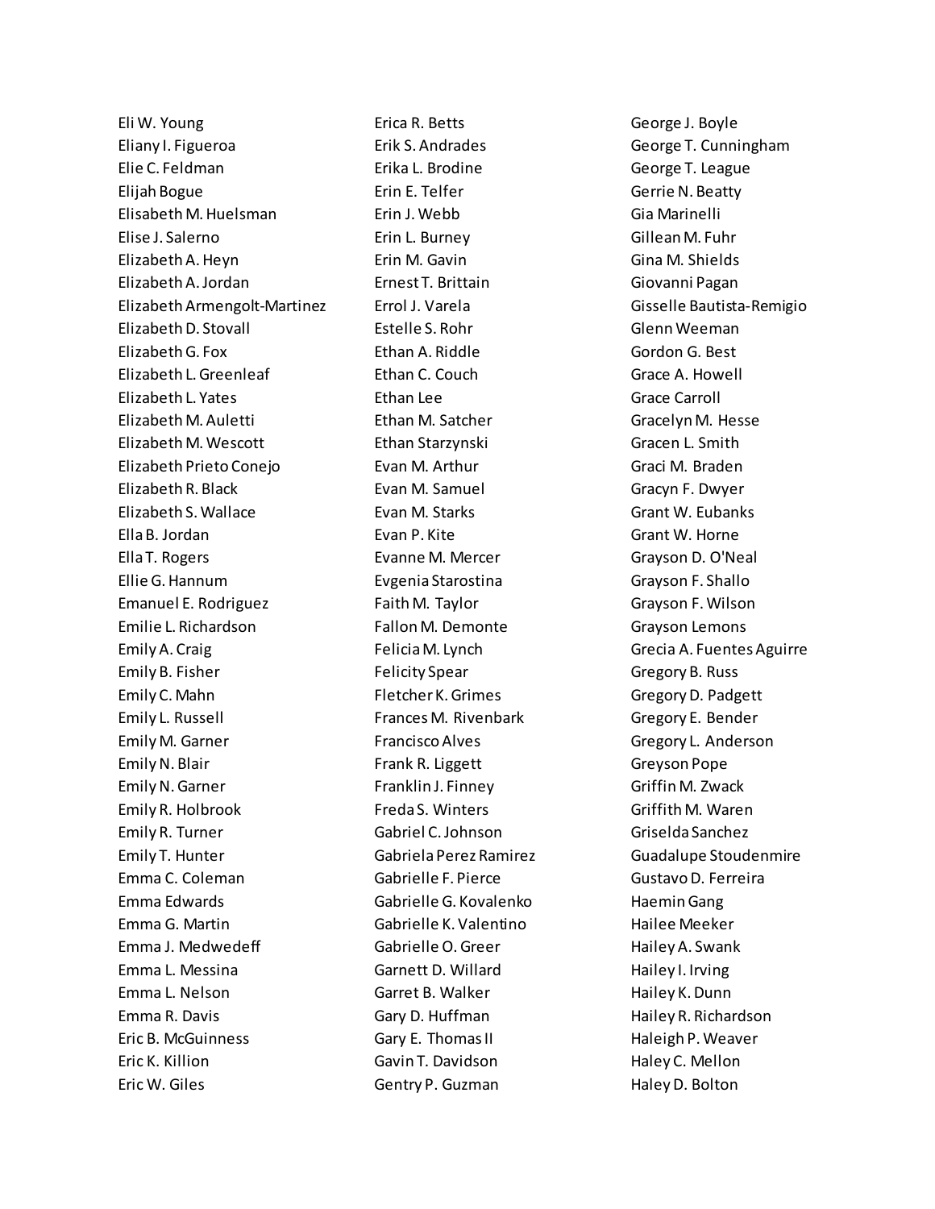Eli W. Young
Eliany I. Figueroa
Elie C. Feldman
Elijah Bogue
Elisabeth M. Huelsman
Elise J. Salerno
Elizabeth A. Heyn
Elizabeth A. Jordan
Elizabeth Armengolt-Martinez
Elizabeth D. Stovall
Elizabeth G. Fox
Elizabeth L. Greenleaf
Elizabeth L. Yates
Elizabeth M. Auletti
Elizabeth M. Wescott
Elizabeth Prieto Conejo
Elizabeth R. Black
Elizabeth S. Wallace
Ella B. Jordan
Ella T. Rogers
Ellie G. Hannum
Emanuel E. Rodriguez
Emilie L. Richardson
Emily A. Craig
Emily B. Fisher
Emily C. Mahn
Emily L. Russell
Emily M. Garner
Emily N. Blair
Emily N. Garner
Emily R. Holbrook
Emily R. Turner
Emily T. Hunter
Emma C. Coleman
Emma Edwards
Emma G. Martin
Emma J. Medwedeff
Emma L. Messina
Emma L. Nelson
Emma R. Davis
Eric B. McGuinness
Eric K. Killion
Eric W. Giles
Erica R. Betts
Erik S. Andrades
Erika L. Brodine
Erin E. Telfer
Erin J. Webb
Erin L. Burney
Erin M. Gavin
Ernest T. Brittain
Errol J. Varela
Estelle S. Rohr
Ethan A. Riddle
Ethan C. Couch
Ethan Lee
Ethan M. Satcher
Ethan Starzynski
Evan M. Arthur
Evan M. Samuel
Evan M. Starks
Evan P. Kite
Evanne M. Mercer
Evgenia Starostina
Faith M. Taylor
Fallon M. Demonte
Felicia M. Lynch
Felicity Spear
Fletcher K. Grimes
Frances M. Rivenbark
Francisco Alves
Frank R. Liggett
Franklin J. Finney
Freda S. Winters
Gabriel C. Johnson
Gabriela Perez Ramirez
Gabrielle F. Pierce
Gabrielle G. Kovalenko
Gabrielle K. Valentino
Gabrielle O. Greer
Garnett D. Willard
Garret B. Walker
Gary D. Huffman
Gary E. Thomas II
Gavin T. Davidson
Gentry P. Guzman
George J. Boyle
George T. Cunningham
George T. League
Gerrie N. Beatty
Gia Marinelli
Gillean M. Fuhr
Gina M. Shields
Giovanni Pagan
Gisselle Bautista-Remigio
Glenn Weeman
Gordon G. Best
Grace A. Howell
Grace Carroll
Gracelyn M. Hesse
Gracen L. Smith
Graci M. Braden
Gracyn F. Dwyer
Grant W. Eubanks
Grant W. Horne
Grayson D. O'Neal
Grayson F. Shallo
Grayson F. Wilson
Grayson Lemons
Grecia A. Fuentes Aguirre
Gregory B. Russ
Gregory D. Padgett
Gregory E. Bender
Gregory L. Anderson
Greyson Pope
Griffin M. Zwack
Griffith M. Waren
Griselda Sanchez
Guadalupe Stoudenmire
Gustavo D. Ferreira
Haemin Gang
Hailee Meeker
Hailey A. Swank
Hailey I. Irving
Hailey K. Dunn
Hailey R. Richardson
Haleigh P. Weaver
Haley C. Mellon
Haley D. Bolton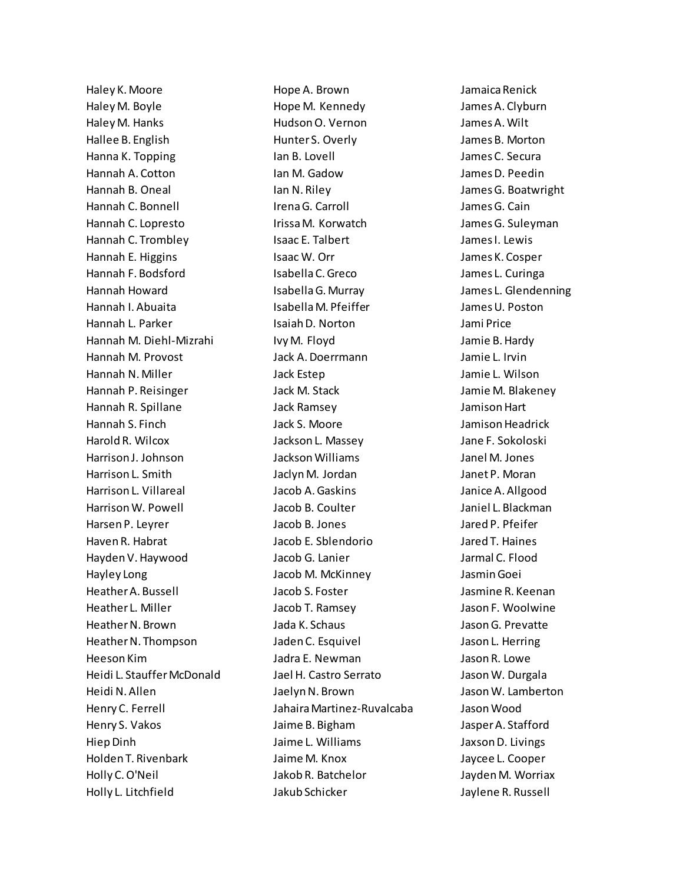Haley K. Moore
Haley M. Boyle
Haley M. Hanks
Hallee B. English
Hanna K. Topping
Hannah A. Cotton
Hannah B. Oneal
Hannah C. Bonnell
Hannah C. Lopresto
Hannah C. Trombley
Hannah E. Higgins
Hannah F. Bodsford
Hannah Howard
Hannah I. Abuaita
Hannah L. Parker
Hannah M. Diehl-Mizrahi
Hannah M. Provost
Hannah N. Miller
Hannah P. Reisinger
Hannah R. Spillane
Hannah S. Finch
Harold R. Wilcox
Harrison J. Johnson
Harrison L. Smith
Harrison L. Villareal
Harrison W. Powell
Harsen P. Leyrer
Haven R. Habrat
Hayden V. Haywood
Hayley Long
Heather A. Bussell
Heather L. Miller
Heather N. Brown
Heather N. Thompson
Heeson Kim
Heidi L. Stauffer McDonald
Heidi N. Allen
Henry C. Ferrell
Henry S. Vakos
Hiep Dinh
Holden T. Rivenbark
Holly C. O'Neil
Holly L. Litchfield
Hope A. Brown
Hope M. Kennedy
Hudson O. Vernon
Hunter S. Overly
Ian B. Lovell
Ian M. Gadow
Ian N. Riley
Irena G. Carroll
Irissa M. Korwatch
Isaac E. Talbert
Isaac W. Orr
Isabella C. Greco
Isabella G. Murray
Isabella M. Pfeiffer
Isaiah D. Norton
Ivy M. Floyd
Jack A. Doerrmann
Jack Estep
Jack M. Stack
Jack Ramsey
Jack S. Moore
Jackson L. Massey
Jackson Williams
Jaclyn M. Jordan
Jacob A. Gaskins
Jacob B. Coulter
Jacob B. Jones
Jacob E. Sblendorio
Jacob G. Lanier
Jacob M. McKinney
Jacob S. Foster
Jacob T. Ramsey
Jada K. Schaus
Jaden C. Esquivel
Jadra E. Newman
Jael H. Castro Serrato
Jaelyn N. Brown
Jahaira Martinez-Ruvalcaba
Jaime B. Bigham
Jaime L. Williams
Jaime M. Knox
Jakob R. Batchelor
Jakub Schicker
Jamaica Renick
James A. Clyburn
James A. Wilt
James B. Morton
James C. Secura
James D. Peedin
James G. Boatwright
James G. Cain
James G. Suleyman
James I. Lewis
James K. Cosper
James L. Curinga
James L. Glendenning
James U. Poston
Jami Price
Jamie B. Hardy
Jamie L. Irvin
Jamie L. Wilson
Jamie M. Blakeney
Jamison Hart
Jamison Headrick
Jane F. Sokoloski
Janel M. Jones
Janet P. Moran
Janice A. Allgood
Janiel L. Blackman
Jared P. Pfeifer
Jared T. Haines
Jarmal C. Flood
Jasmin Goei
Jasmine R. Keenan
Jason F. Woolwine
Jason G. Prevatte
Jason L. Herring
Jason R. Lowe
Jason W. Durgala
Jason W. Lamberton
Jason Wood
Jasper A. Stafford
Jaxson D. Livings
Jaycee L. Cooper
Jayden M. Worriax
Jaylene R. Russell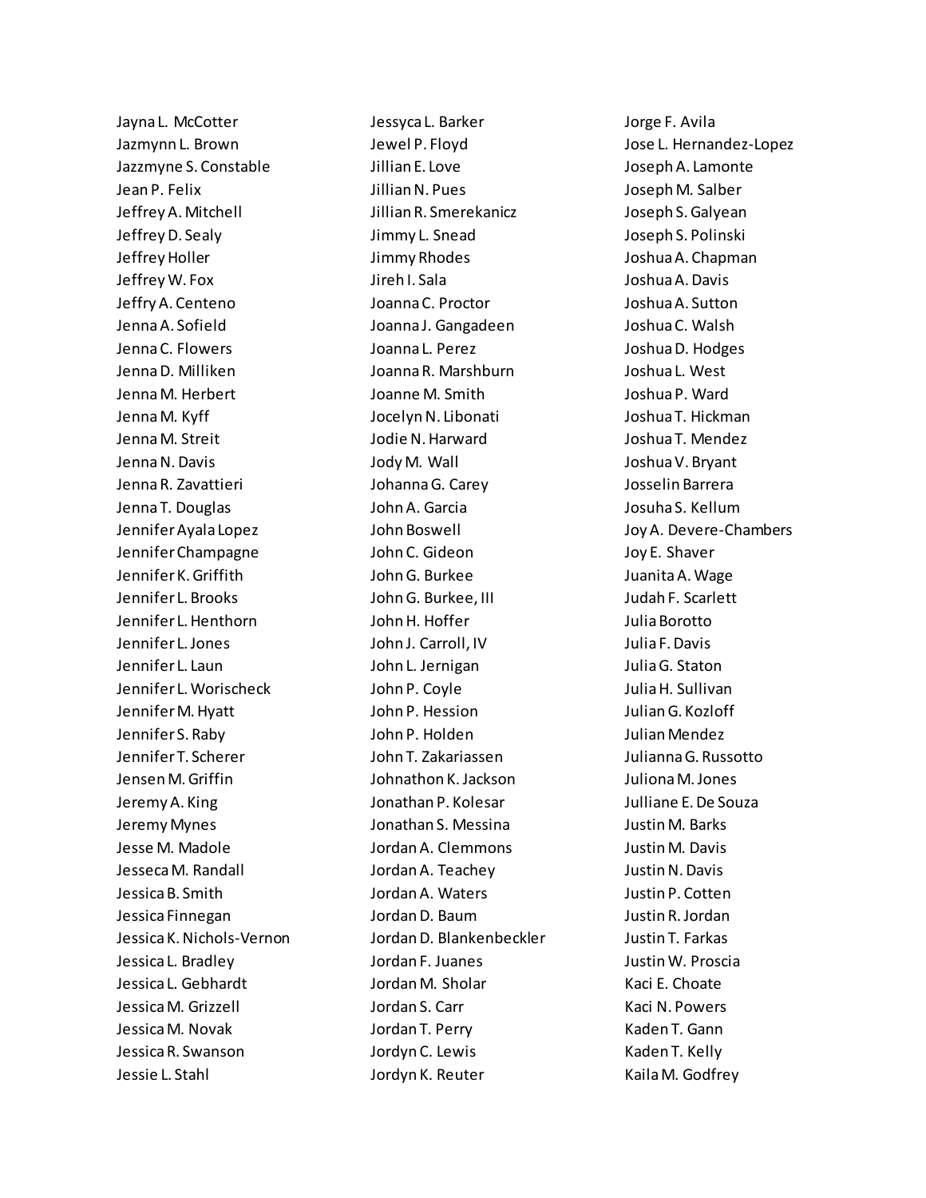Jayna L. McCotter
Jazmynn L. Brown
Jazzmyne S. Constable
Jean P. Felix
Jeffrey A. Mitchell
Jeffrey D. Sealy
Jeffrey Holler
Jeffrey W. Fox
Jeffry A. Centeno
Jenna A. Sofield
Jenna C. Flowers
Jenna D. Milliken
Jenna M. Herbert
Jenna M. Kyff
Jenna M. Streit
Jenna N. Davis
Jenna R. Zavattieri
Jenna T. Douglas
Jennifer Ayala Lopez
Jennifer Champagne
Jennifer K. Griffith
Jennifer L. Brooks
Jennifer L. Henthorn
Jennifer L. Jones
Jennifer L. Laun
Jennifer L. Worischeck
Jennifer M. Hyatt
Jennifer S. Raby
Jennifer T. Scherer
Jensen M. Griffin
Jeremy A. King
Jeremy Mynes
Jesse M. Madole
Jesseca M. Randall
Jessica B. Smith
Jessica Finnegan
Jessica K. Nichols-Vernon
Jessica L. Bradley
Jessica L. Gebhardt
Jessica M. Grizzell
Jessica M. Novak
Jessica R. Swanson
Jessie L. Stahl
Jessyca L. Barker
Jewel P. Floyd
Jillian E. Love
Jillian N. Pues
Jillian R. Smerekanicz
Jimmy L. Snead
Jimmy Rhodes
Jireh I. Sala
Joanna C. Proctor
Joanna J. Gangadeen
Joanna L. Perez
Joanna R. Marshburn
Joanne M. Smith
Jocelyn N. Libonati
Jodie N. Harward
Jody M. Wall
Johanna G. Carey
John A. Garcia
John Boswell
John C. Gideon
John G. Burkee
John G. Burkee, III
John H. Hoffer
John J. Carroll, IV
John L. Jernigan
John P. Coyle
John P. Hession
John P. Holden
John T. Zakariassen
Johnathon K. Jackson
Jonathan P. Kolesar
Jonathan S. Messina
Jordan A. Clemmons
Jordan A. Teachey
Jordan A. Waters
Jordan D. Baum
Jordan D. Blankenbeckler
Jordan F. Juanes
Jordan M. Sholar
Jordan S. Carr
Jordan T. Perry
Jordyn C. Lewis
Jordyn K. Reuter
Jorge F. Avila
Jose L. Hernandez-Lopez
Joseph A. Lamonte
Joseph M. Salber
Joseph S. Galyean
Joseph S. Polinski
Joshua A. Chapman
Joshua A. Davis
Joshua A. Sutton
Joshua C. Walsh
Joshua D. Hodges
Joshua L. West
Joshua P. Ward
Joshua T. Hickman
Joshua T. Mendez
Joshua V. Bryant
Josselin Barrera
Josuha S. Kellum
Joy A. Devere-Chambers
Joy E. Shaver
Juanita A. Wage
Judah F. Scarlett
Julia Borotto
Julia F. Davis
Julia G. Staton
Julia H. Sullivan
Julian G. Kozloff
Julian Mendez
Julianna G. Russotto
Juliona M. Jones
Julliane E. De Souza
Justin M. Barks
Justin M. Davis
Justin N. Davis
Justin P. Cotten
Justin R. Jordan
Justin T. Farkas
Justin W. Proscia
Kaci E. Choate
Kaci N. Powers
Kaden T. Gann
Kaden T. Kelly
Kaila M. Godfrey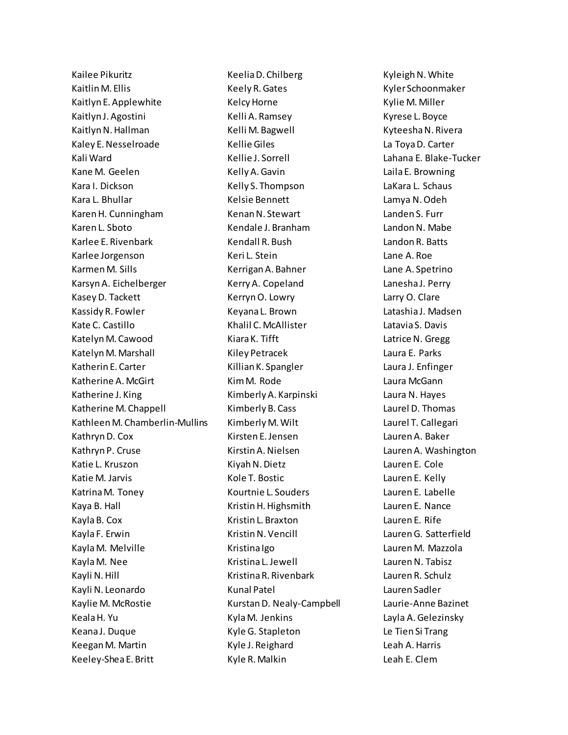Kailee Pikuritz
Kaitlin M. Ellis
Kaitlyn E. Applewhite
Kaitlyn J. Agostini
Kaitlyn N. Hallman
Kaley E. Nesselroade
Kali Ward
Kane M. Geelen
Kara I. Dickson
Kara L. Bhullar
Karen H. Cunningham
Karen L. Sboto
Karlee E. Rivenbark
Karlee Jorgenson
Karmen M. Sills
Karsyn A. Eichelberger
Kasey D. Tackett
Kassidy R. Fowler
Kate C. Castillo
Katelyn M. Cawood
Katelyn M. Marshall
Katherin E. Carter
Katherine A. McGirt
Katherine J. King
Katherine M. Chappell
Kathleen M. Chamberlin-Mullins
Kathryn D. Cox
Kathryn P. Cruse
Katie L. Kruszon
Katie M. Jarvis
Katrina M. Toney
Kaya B. Hall
Kayla B. Cox
Kayla F. Erwin
Kayla M. Melville
Kayla M. Nee
Kayli N. Hill
Kayli N. Leonardo
Kaylie M. McRostie
Keala H. Yu
Keana J. Duque
Keegan M. Martin
Keeley-Shea E. Britt
Keelia D. Chilberg
Keely R. Gates
Kelcy Horne
Kelli A. Ramsey
Kelli M. Bagwell
Kellie Giles
Kellie J. Sorrell
Kelly A. Gavin
Kelly S. Thompson
Kelsie Bennett
Kenan N. Stewart
Kendale J. Branham
Kendall R. Bush
Keri L. Stein
Kerrigan A. Bahner
Kerry A. Copeland
Kerryn O. Lowry
Keyana L. Brown
Khalil C. McAllister
Kiara K. Tifft
Kiley Petracek
Killian K. Spangler
Kim M. Rode
Kimberly A. Karpinski
Kimberly B. Cass
Kimberly M. Wilt
Kirsten E. Jensen
Kirstin A. Nielsen
Kiyah N. Dietz
Kole T. Bostic
Kourtnie L. Souders
Kristin H. Highsmith
Kristin L. Braxton
Kristin N. Vencill
Kristina Igo
Kristina L. Jewell
Kristina R. Rivenbark
Kunal Patel
Kurstan D. Nealy-Campbell
Kyla M. Jenkins
Kyle G. Stapleton
Kyle J. Reighard
Kyle R. Malkin
Kyleigh N. White
Kyler Schoonmaker
Kylie M. Miller
Kyrese L. Boyce
Kyteesha N. Rivera
La Toya D. Carter
Lahana E. Blake-Tucker
Laila E. Browning
LaKara L. Schaus
Lamya N. Odeh
Landen S. Furr
Landon N. Mabe
Landon R. Batts
Lane A. Roe
Lane A. Spetrino
Lanesha J. Perry
Larry O. Clare
Latashia J. Madsen
Latavia S. Davis
Latrice N. Gregg
Laura E. Parks
Laura J. Enfinger
Laura McGann
Laura N. Hayes
Laurel D. Thomas
Laurel T. Callegari
Lauren A. Baker
Lauren A. Washington
Lauren E. Cole
Lauren E. Kelly
Lauren E. Labelle
Lauren E. Nance
Lauren E. Rife
Lauren G. Satterfield
Lauren M. Mazzola
Lauren N. Tabisz
Lauren R. Schulz
Lauren Sadler
Laurie-Anne Bazinet
Layla A. Gelezinsky
Le Tien Si Trang
Leah A. Harris
Leah E. Clem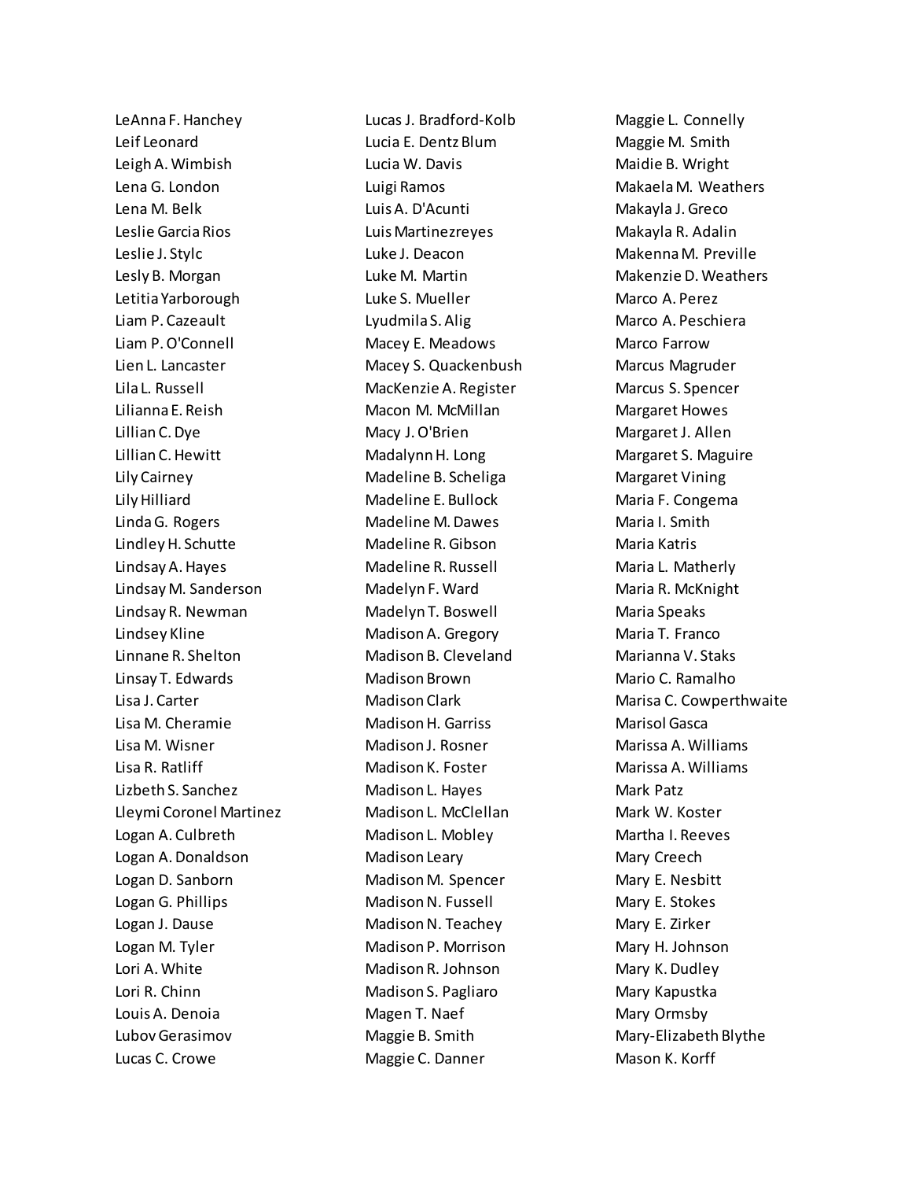LeAnna F. Hanchey
Leif Leonard
Leigh A. Wimbish
Lena G. London
Lena M. Belk
Leslie Garcia Rios
Leslie J. Stylc
Lesly B. Morgan
Letitia Yarborough
Liam P. Cazeault
Liam P. O'Connell
Lien L. Lancaster
Lila L. Russell
Lilianna E. Reish
Lillian C. Dye
Lillian C. Hewitt
Lily Cairney
Lily Hilliard
Linda G. Rogers
Lindley H. Schutte
Lindsay A. Hayes
Lindsay M. Sanderson
Lindsay R. Newman
Lindsey Kline
Linnane R. Shelton
Linsay T. Edwards
Lisa J. Carter
Lisa M. Cheramie
Lisa M. Wisner
Lisa R. Ratliff
Lizbeth S. Sanchez
Lleymi Coronel Martinez
Logan A. Culbreth
Logan A. Donaldson
Logan D. Sanborn
Logan G. Phillips
Logan J. Dause
Logan M. Tyler
Lori A. White
Lori R. Chinn
Louis A. Denoia
Lubov Gerasimov
Lucas C. Crowe
Lucas J. Bradford-Kolb
Lucia E. Dentz Blum
Lucia W. Davis
Luigi Ramos
Luis A. D'Acunti
Luis Martinezreyes
Luke J. Deacon
Luke M. Martin
Luke S. Mueller
Lyudmila S. Alig
Macey E. Meadows
Macey S. Quackenbush
MacKenzie A. Register
Macon M. McMillan
Macy J. O'Brien
Madalynn H. Long
Madeline B. Scheliga
Madeline E. Bullock
Madeline M. Dawes
Madeline R. Gibson
Madeline R. Russell
Madelyn F. Ward
Madelyn T. Boswell
Madison A. Gregory
Madison B. Cleveland
Madison Brown
Madison Clark
Madison H. Garriss
Madison J. Rosner
Madison K. Foster
Madison L. Hayes
Madison L. McClellan
Madison L. Mobley
Madison Leary
Madison M. Spencer
Madison N. Fussell
Madison N. Teachey
Madison P. Morrison
Madison R. Johnson
Madison S. Pagliaro
Magen T. Naef
Maggie B. Smith
Maggie C. Danner
Maggie L. Connelly
Maggie M. Smith
Maidie B. Wright
Makaela M. Weathers
Makayla J. Greco
Makayla R. Adalin
Makenna M. Preville
Makenzie D. Weathers
Marco A. Perez
Marco A. Peschiera
Marco Farrow
Marcus Magruder
Marcus S. Spencer
Margaret Howes
Margaret J. Allen
Margaret S. Maguire
Margaret Vining
Maria F. Congema
Maria I. Smith
Maria Katris
Maria L. Matherly
Maria R. McKnight
Maria Speaks
Maria T. Franco
Marianna V. Staks
Mario C. Ramalho
Marisa C. Cowperthwaite
Marisol Gasca
Marissa A. Williams
Marissa A. Williams
Mark Patz
Mark W. Koster
Martha I. Reeves
Mary Creech
Mary E. Nesbitt
Mary E. Stokes
Mary E. Zirker
Mary H. Johnson
Mary K. Dudley
Mary Kapustka
Mary Ormsby
Mary-Elizabeth Blythe
Mason K. Korff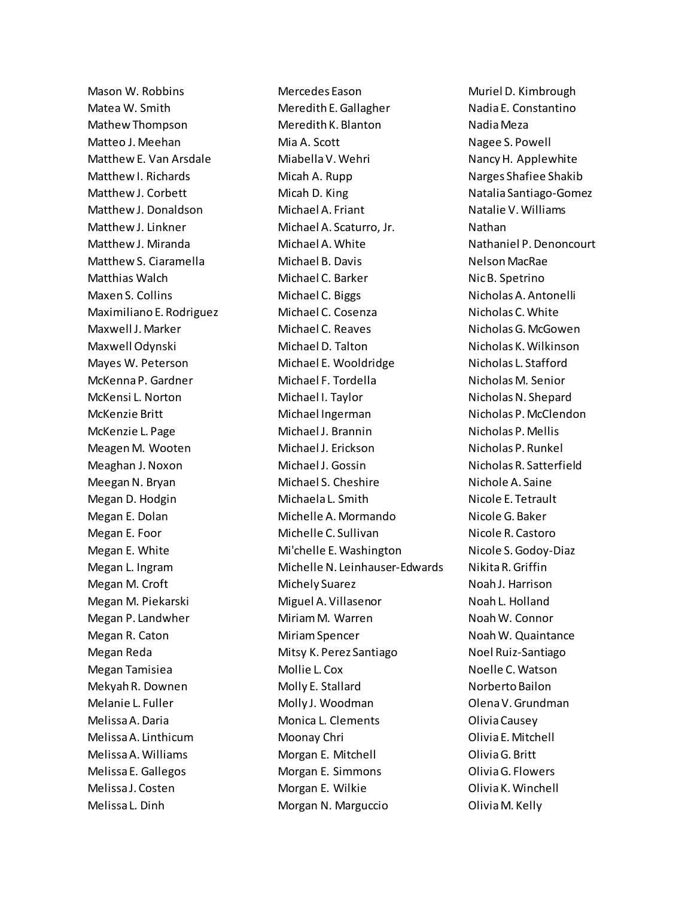Mason W. Robbins
Matea W. Smith
Mathew Thompson
Matteo J. Meehan
Matthew E. Van Arsdale
Matthew I. Richards
Matthew J. Corbett
Matthew J. Donaldson
Matthew J. Linkner
Matthew J. Miranda
Matthew S. Ciaramella
Matthias Walch
Maxen S. Collins
Maximiliano E. Rodriguez
Maxwell J. Marker
Maxwell Odynski
Mayes W. Peterson
McKenna P. Gardner
McKensi L. Norton
McKenzie Britt
McKenzie L. Page
Meagen M. Wooten
Meaghan J. Noxon
Meegan N. Bryan
Megan D. Hodgin
Megan E. Dolan
Megan E. Foor
Megan E. White
Megan L. Ingram
Megan M. Croft
Megan M. Piekarski
Megan P. Landwher
Megan R. Caton
Megan Reda
Megan Tamisiea
Mekyah R. Downen
Melanie L. Fuller
Melissa A. Daria
Melissa A. Linthicum
Melissa A. Williams
Melissa E. Gallegos
Melissa J. Costen
Melissa L. Dinh
Mercedes Eason
Meredith E. Gallagher
Meredith K. Blanton
Mia A. Scott
Miabella V. Wehri
Micah A. Rupp
Micah D. King
Michael A. Friant
Michael A. Scaturro, Jr.
Michael A. White
Michael B. Davis
Michael C. Barker
Michael C. Biggs
Michael C. Cosenza
Michael C. Reaves
Michael D. Talton
Michael E. Wooldridge
Michael F. Tordella
Michael I. Taylor
Michael Ingerman
Michael J. Brannin
Michael J. Erickson
Michael J. Gossin
Michael S. Cheshire
Michaela L. Smith
Michelle A. Mormando
Michelle C. Sullivan
Mi'chelle E. Washington
Michelle N. Leinhauser-Edwards
Michely Suarez
Miguel A. Villasenor
Miriam M. Warren
Miriam Spencer
Mitsy K. Perez Santiago
Mollie L. Cox
Molly E. Stallard
Molly J. Woodman
Monica L. Clements
Moonay Chri
Morgan E. Mitchell
Morgan E. Simmons
Morgan E. Wilkie
Morgan N. Marguccio
Muriel D. Kimbrough
Nadia E. Constantino
Nadia Meza
Nagee S. Powell
Nancy H. Applewhite
Narges Shafiee Shakib
Natalia Santiago-Gomez
Natalie V. Williams
Nathan
Nathaniel P. Denoncourt
Nelson MacRae
Nic B. Spetrino
Nicholas A. Antonelli
Nicholas C. White
Nicholas G. McGowen
Nicholas K. Wilkinson
Nicholas L. Stafford
Nicholas M. Senior
Nicholas N. Shepard
Nicholas P. McClendon
Nicholas P. Mellis
Nicholas P. Runkel
Nicholas R. Satterfield
Nichole A. Saine
Nicole E. Tetrault
Nicole G. Baker
Nicole R. Castoro
Nicole S. Godoy-Diaz
Nikita R. Griffin
Noah J. Harrison
Noah L. Holland
Noah W. Connor
Noah W. Quaintance
Noel Ruiz-Santiago
Noelle C. Watson
Norberto Bailon
Olena V. Grundman
Olivia Causey
Olivia E. Mitchell
Olivia G. Britt
Olivia G. Flowers
Olivia K. Winchell
Olivia M. Kelly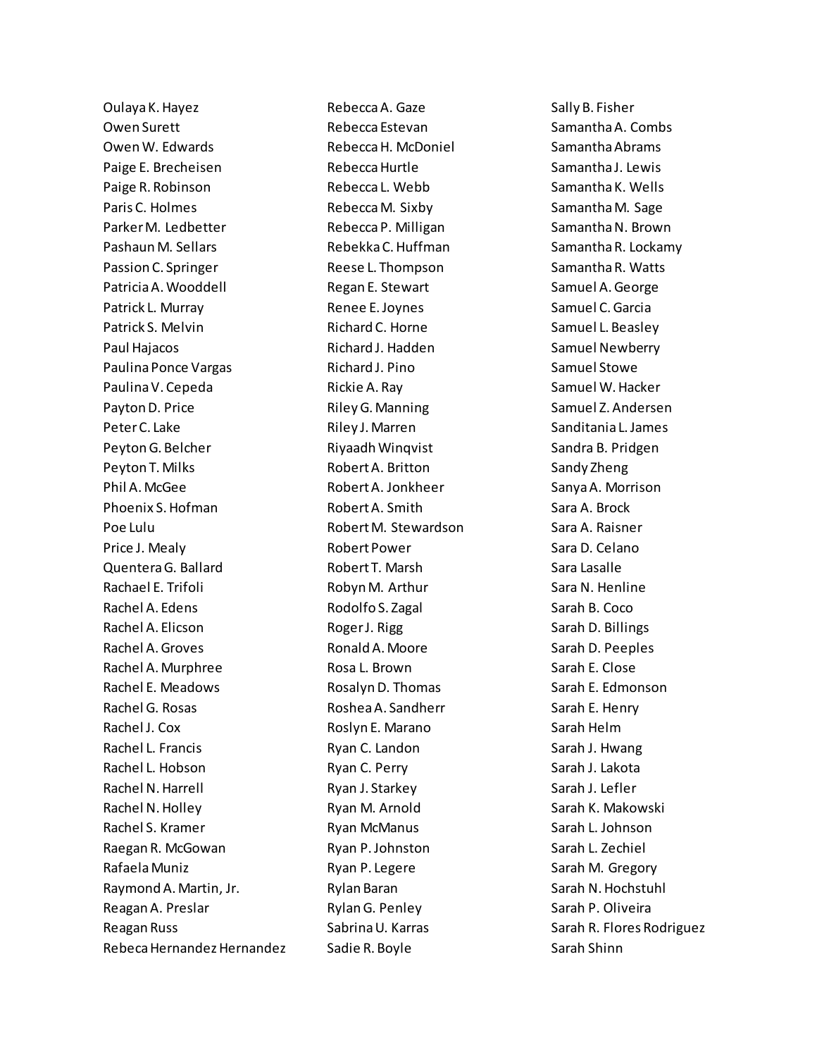Oulaya K. Hayez
Owen Surett
Owen W. Edwards
Paige E. Brecheisen
Paige R. Robinson
Paris C. Holmes
Parker M. Ledbetter
Pashaun M. Sellars
Passion C. Springer
Patricia A. Wooddell
Patrick L. Murray
Patrick S. Melvin
Paul Hajacos
Paulina Ponce Vargas
Paulina V. Cepeda
Payton D. Price
Peter C. Lake
Peyton G. Belcher
Peyton T. Milks
Phil A. McGee
Phoenix S. Hofman
Poe Lulu
Price J. Mealy
Quentera G. Ballard
Rachael E. Trifoli
Rachel A. Edens
Rachel A. Elicson
Rachel A. Groves
Rachel A. Murphree
Rachel E. Meadows
Rachel G. Rosas
Rachel J. Cox
Rachel L. Francis
Rachel L. Hobson
Rachel N. Harrell
Rachel N. Holley
Rachel S. Kramer
Raegan R. McGowan
Rafaela Muniz
Raymond A. Martin, Jr.
Reagan A. Preslar
Reagan Russ
Rebeca Hernandez Hernandez
Rebecca A. Gaze
Rebecca Estevan
Rebecca H. McDoniel
Rebecca Hurtle
Rebecca L. Webb
Rebecca M. Sixby
Rebecca P. Milligan
Rebekka C. Huffman
Reese L. Thompson
Regan E. Stewart
Renee E. Joynes
Richard C. Horne
Richard J. Hadden
Richard J. Pino
Rickie A. Ray
Riley G. Manning
Riley J. Marren
Riyaadh Winqvist
Robert A. Britton
Robert A. Jonkheer
Robert A. Smith
Robert M. Stewardson
Robert Power
Robert T. Marsh
Robyn M. Arthur
Rodolfo S. Zagal
Roger J. Rigg
Ronald A. Moore
Rosa L. Brown
Rosalyn D. Thomas
Roshea A. Sandherr
Roslyn E. Marano
Ryan C. Landon
Ryan C. Perry
Ryan J. Starkey
Ryan M. Arnold
Ryan McManus
Ryan P. Johnston
Ryan P. Legere
Rylan Baran
Rylan G. Penley
Sabrina U. Karras
Sadie R. Boyle
Sally B. Fisher
Samantha A. Combs
Samantha Abrams
Samantha J. Lewis
Samantha K. Wells
Samantha M. Sage
Samantha N. Brown
Samantha R. Lockamy
Samantha R. Watts
Samuel A. George
Samuel C. Garcia
Samuel L. Beasley
Samuel Newberry
Samuel Stowe
Samuel W. Hacker
Samuel Z. Andersen
Sanditania L. James
Sandra B. Pridgen
Sandy Zheng
Sanya A. Morrison
Sara A. Brock
Sara A. Raisner
Sara D. Celano
Sara Lasalle
Sara N. Henline
Sarah B. Coco
Sarah D. Billings
Sarah D. Peeples
Sarah E. Close
Sarah E. Edmonson
Sarah E. Henry
Sarah Helm
Sarah J. Hwang
Sarah J. Lakota
Sarah J. Lefler
Sarah K. Makowski
Sarah L. Johnson
Sarah L. Zechiel
Sarah M. Gregory
Sarah N. Hochstuhl
Sarah P. Oliveira
Sarah R. Flores Rodriguez
Sarah Shinn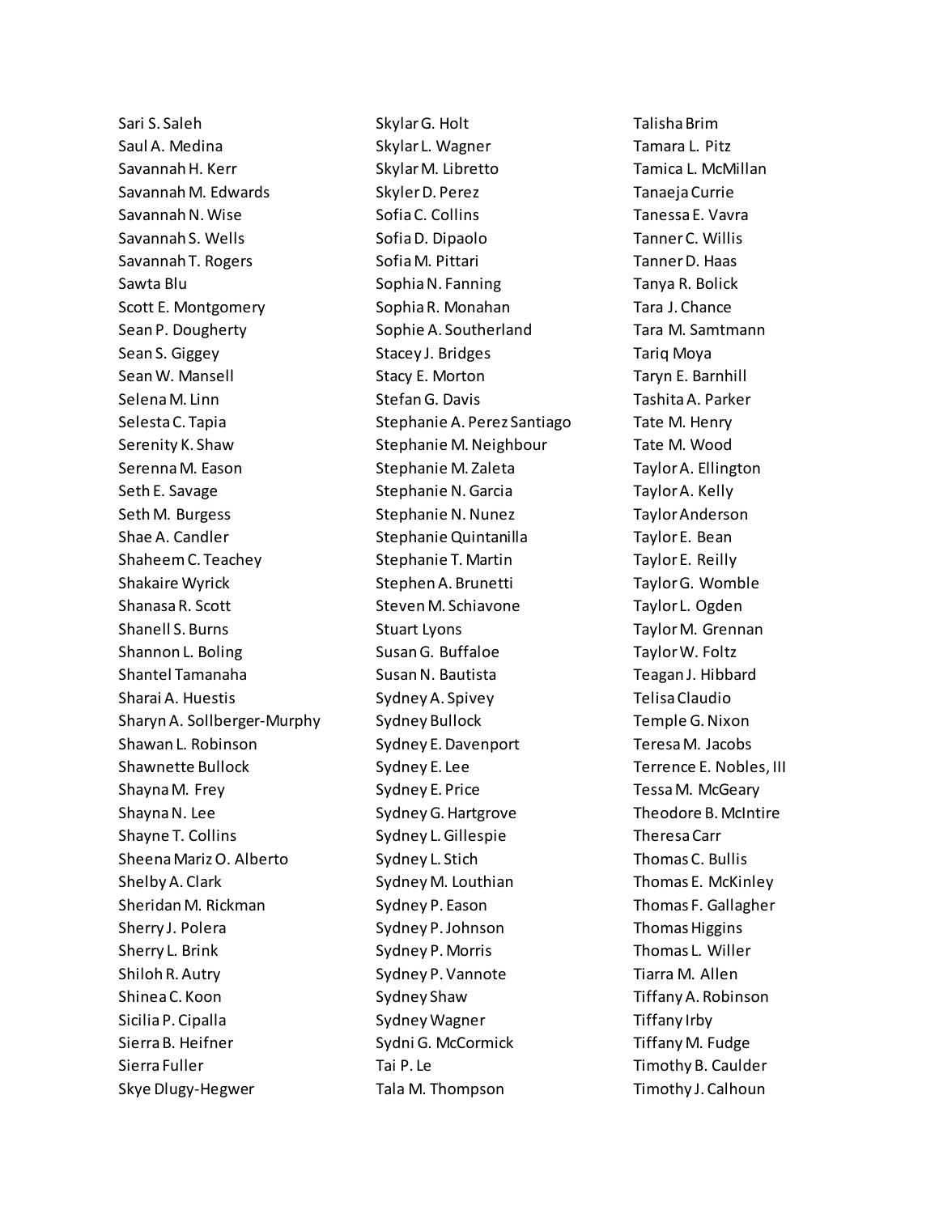Sari S. Saleh
Saul A. Medina
Savannah H. Kerr
Savannah M. Edwards
Savannah N. Wise
Savannah S. Wells
Savannah T. Rogers
Sawta Blu
Scott E. Montgomery
Sean P. Dougherty
Sean S. Giggey
Sean W. Mansell
Selena M. Linn
Selesta C. Tapia
Serenity K. Shaw
Serenna M. Eason
Seth E. Savage
Seth M. Burgess
Shae A. Candler
Shaheem C. Teachey
Shakaire Wyrick
Shanasa R. Scott
Shanell S. Burns
Shannon L. Boling
Shantel Tamanaha
Sharai A. Huestis
Sharyn A. Sollberger-Murphy
Shawan L. Robinson
Shawnette Bullock
Shayna M. Frey
Shayna N. Lee
Shayne T. Collins
Sheena Mariz O. Alberto
Shelby A. Clark
Sheridan M. Rickman
Sherry J. Polera
Sherry L. Brink
Shiloh R. Autry
Shinea C. Koon
Sicilia P. Cipalla
Sierra B. Heifner
Sierra Fuller
Skye Dlugy-Hegwer
Skylar G. Holt
Skylar L. Wagner
Skylar M. Libretto
Skyler D. Perez
Sofia C. Collins
Sofia D. Dipaolo
Sofia M. Pittari
Sophia N. Fanning
Sophia R. Monahan
Sophie A. Southerland
Stacey J. Bridges
Stacy E. Morton
Stefan G. Davis
Stephanie A. Perez Santiago
Stephanie M. Neighbour
Stephanie M. Zaleta
Stephanie N. Garcia
Stephanie N. Nunez
Stephanie Quintanilla
Stephanie T. Martin
Stephen A. Brunetti
Steven M. Schiavone
Stuart Lyons
Susan G. Buffaloe
Susan N. Bautista
Sydney A. Spivey
Sydney Bullock
Sydney E. Davenport
Sydney E. Lee
Sydney E. Price
Sydney G. Hartgrove
Sydney L. Gillespie
Sydney L. Stich
Sydney M. Louthian
Sydney P. Eason
Sydney P. Johnson
Sydney P. Morris
Sydney P. Vannote
Sydney Shaw
Sydney Wagner
Sydni G. McCormick
Tai P. Le
Tala M. Thompson
Talisha Brim
Tamara L. Pitz
Tamica L. McMillan
Tanaeja Currie
Tanessa E. Vavra
Tanner C. Willis
Tanner D. Haas
Tanya R. Bolick
Tara J. Chance
Tara M. Samtmann
Tariq Moya
Taryn E. Barnhill
Tashita A. Parker
Tate M. Henry
Tate M. Wood
Taylor A. Ellington
Taylor A. Kelly
Taylor Anderson
Taylor E. Bean
Taylor E. Reilly
Taylor G. Womble
Taylor L. Ogden
Taylor M. Grennan
Taylor W. Foltz
Teagan J. Hibbard
Telisa Claudio
Temple G. Nixon
Teresa M. Jacobs
Terrence E. Nobles, III
Tessa M. McGeary
Theodore B. McIntire
Theresa Carr
Thomas C. Bullis
Thomas E. McKinley
Thomas F. Gallagher
Thomas Higgins
Thomas L. Willer
Tiarra M. Allen
Tiffany A. Robinson
Tiffany Irby
Tiffany M. Fudge
Timothy B. Caulder
Timothy J. Calhoun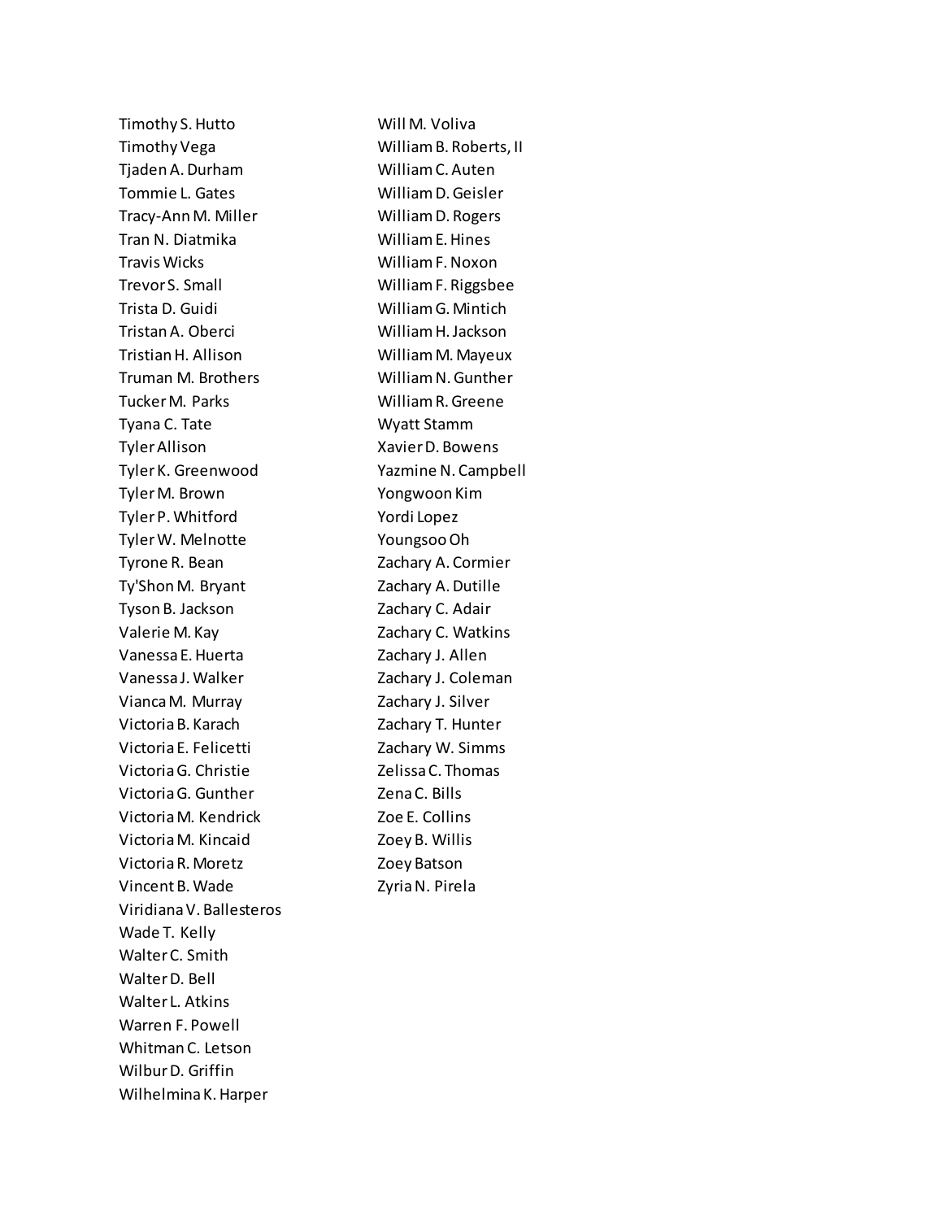Timothy S. Hutto
Timothy Vega
Tjaden A. Durham
Tommie L. Gates
Tracy-Ann M. Miller
Tran N. Diatmika
Travis Wicks
Trevor S. Small
Trista D. Guidi
Tristan A. Oberci
Tristian H. Allison
Truman M. Brothers
Tucker M. Parks
Tyana C. Tate
Tyler Allison
Tyler K. Greenwood
Tyler M. Brown
Tyler P. Whitford
Tyler W. Melnotte
Tyrone R. Bean
Ty'Shon M. Bryant
Tyson B. Jackson
Valerie M. Kay
Vanessa E. Huerta
Vanessa J. Walker
Vianca M. Murray
Victoria B. Karach
Victoria E. Felicetti
Victoria G. Christie
Victoria G. Gunther
Victoria M. Kendrick
Victoria M. Kincaid
Victoria R. Moretz
Vincent B. Wade
Viridiana V. Ballesteros
Wade T. Kelly
Walter C. Smith
Walter D. Bell
Walter L. Atkins
Warren F. Powell
Whitman C. Letson
Wilbur D. Griffin
Wilhelmina K. Harper
Will M. Voliva
William B. Roberts, II
William C. Auten
William D. Geisler
William D. Rogers
William E. Hines
William F. Noxon
William F. Riggsbee
William G. Mintich
William H. Jackson
William M. Mayeux
William N. Gunther
William R. Greene
Wyatt Stamm
Xavier D. Bowens
Yazmine N. Campbell
Yongwoon Kim
Yordi Lopez
Youngsoo Oh
Zachary A. Cormier
Zachary A. Dutille
Zachary C. Adair
Zachary C. Watkins
Zachary J. Allen
Zachary J. Coleman
Zachary J. Silver
Zachary T. Hunter
Zachary W. Simms
Zelissa C. Thomas
Zena C. Bills
Zoe E. Collins
Zoey B. Willis
Zoey Batson
Zyria N. Pirela